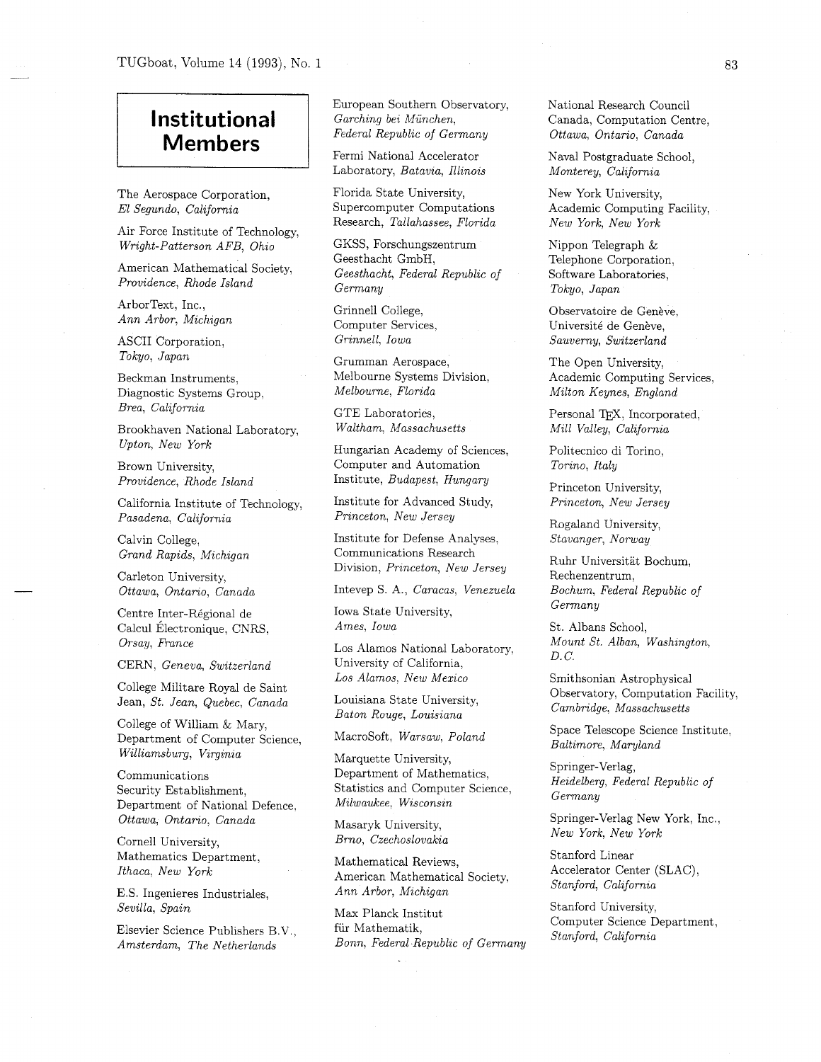# Institutional Members

The Aerospace Corporation, *El Segundo, California*

Air Force Institute of Technology, *Wright-Patterson AFB, Ohio*

American Mathematical Society, *Providence, Rhode Island*

ArborText, Inc., *Ann Arbor, Michigan*

ASCII Corporation, *Tokyo, Japan*

Beckman Instruments, Diagnostic Systems Group, *Brea, California*

Brookhaven National Laboratory, *Upton, New York*

Brown University, *Providence, Rhode Island*

California Institute of Technology, *Pasadena, California*

Calvin College, *Grand Rapids, Michigan*

Carleton University, *Ottawa, Ontario, Canada*

Centre Inter-Régional de Calcul Électronique, CNRS, *Orsay, France*

CERN, *Geneva, Switzerland*

College Militaire Royal de Saint Jean, *St. Jean, Quebec, Canada*

College of William & Mary, Department of Computer Science, *Williamsburg, Virginia*

Communications Security Establishment, Department of National Defence, *Ottawa, Ontario, Canada*

Cornell University, Mathematics Department, *Ithaca, New York*

E.S. Ingenieres Industriales, *Sevilla, Spain*

Elsevier Science Publishers B.V., *Amsterdam, The Netherlands*

European Southern Observatory, *Garching bei München, Federal Republic of Germany*

Fermi National Accelerator Laboratory, *Batavia, Illinois*

Florida State University, Supercomputer Computations Research, *Tallahassee, Florida*

GKSS, Forschungszentrum Geesthacht GmbH, *Geesthacht, Federal Republic of Germany*

Grinnell College, Computer Services, *Grinnell, Iowa*

Grumman Aerospace, Melbourne Systems Division, *Melbourne, Florida*

GTE Laboratories, *Waltham, Massachusetts*

Hungarian Academy of Sciences, Computer and Automation Institute, *Budapest, Hungary*

Institute for Advanced Study, *Princeton, New Jersey*

Institute for Defense Analyses, Communications Research Division, *Princeton, New Jersey*

Intevep S. A., *Caracas, Venezuela*

Iowa State University, *Ames, Iowa*

Los Alamos National Laboratory, University of California, *Los Alamos, New Mexico*

Louisiana State University, *Baton Rouge, Louisiana*

MacroSoft, *Warsaw, Poland*

Marquette University, Department of Mathematics, Statistics and Computer Science, *Milwaukee, Wisconsin*

Masaryk University, *Brno, Czechoslovakia*

Mathematical Reviews, American Mathematical Society, *Ann Arbor, Michigan*

Max Planck Institut für Mathematik, *Bonn, Federal Republic of Germany*

National Research Council Canada, Computation Centre, *Ottawa, Ontario, Canada*

Naval Postgraduate School, *Monterey, California*

New York University, Academic Computing Facility, *New York, New York*

Nippon Telegraph & Telephone Corporation, Software Laboratories, *Tokyo, Japan*

Observatoire de Genève, Université de Genève, *Sauverny, Switzerland*

The Open University, Academic Computing Services, *Milton Keynes, England*

Personal TEX, Incorporated, *Mill Valley, California*

Politecnico di Torino, *Torino, Italy*

Princeton University, *Princeton, New Jersey*

Rogaland University, *Stavanger, Norway*

Ruhr Universität Bochum, Rechenzentrum, *Bochum, Federal Republic of Germany*

St. Albans School, *Mount St. Alban, Washington, D.C.*

Smithsonian Astrophysical Observatory, Computation Facility, *Cambridge, Massachusetts*

Space Telescope Science Institute, *Baltimore, Maryland*

Springer-Verlag, *Heidelberg, Federal Republic of Germany*

Springer-Verlag New York, Inc., *New York, New York*

Stanford Linear Accelerator Center (SLAC), *Stanford, California*

Stanford University, Computer Science Department, *Stanford, California*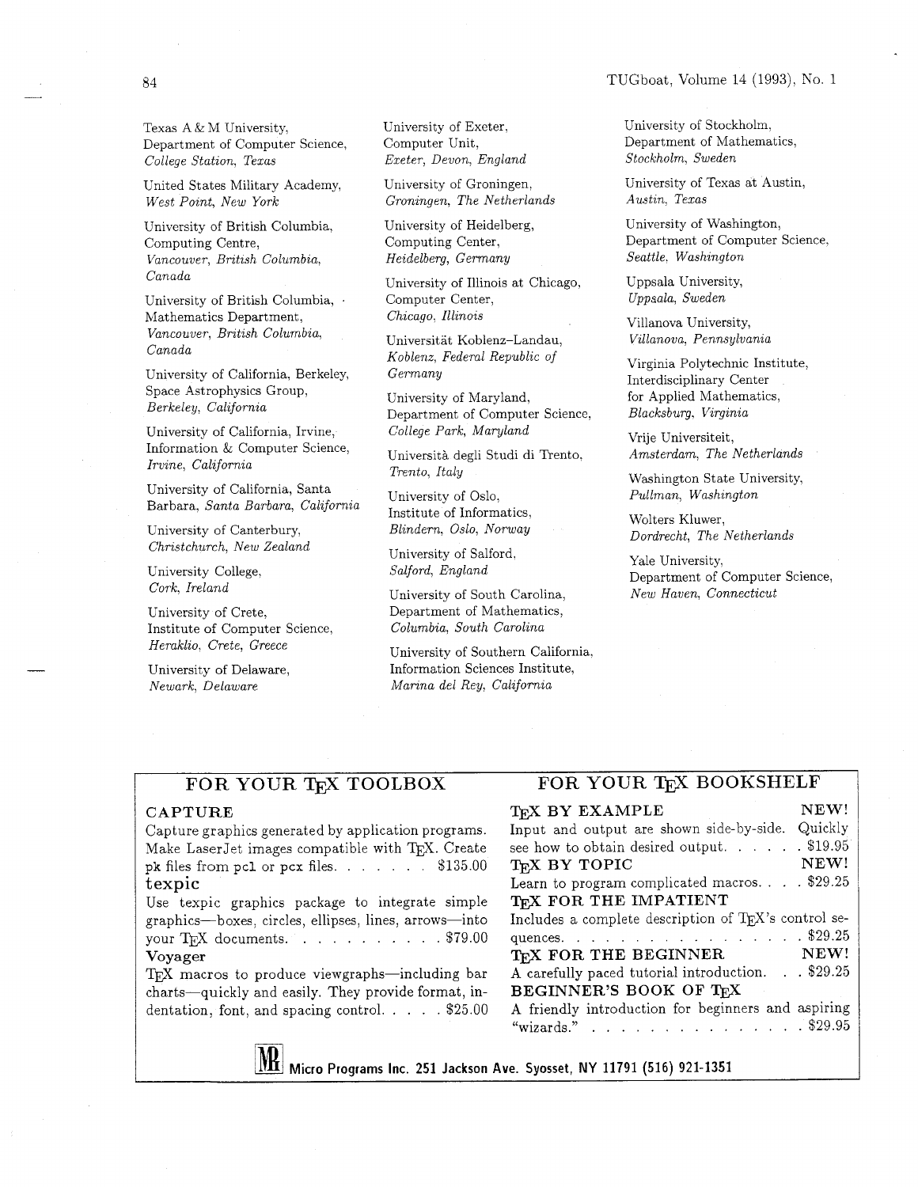Texas A & M University,
Department of Computer Science,
*College Station, Texas*

United States Military Academy,
*West Point, New York*

University of British Columbia,
Computing Centre,
*Vancouver, British Columbia, Canada*

University of British Columbia,
Mathematics Department,
*Vancouver, British Columbia, Canada*

University of California, Berkeley,
Space Astrophysics Group,
*Berkeley, California*

University of California, Irvine,
Information & Computer Science,
*Irvine, California*

University of California, Santa Barbara, *Santa Barbara, California*

University of Canterbury,
*Christchurch, New Zealand*

University College,
*Cork, Ireland*

University of Crete,
Institute of Computer Science,
*Heraklio, Crete, Greece*

University of Delaware,
*Newark, Delaware*

University of Exeter,
Computer Unit,
*Exeter, Devon, England*

University of Groningen,
*Groningen, The Netherlands*

University of Heidelberg,
Computing Center,
*Heidelberg, Germany*

University of Illinois at Chicago,
Computer Center,
*Chicago, Illinois*

Universität Koblenz–Landau,
*Koblenz, Federal Republic of Germany*

University of Maryland,
Department of Computer Science,
*College Park, Maryland*

Università degli Studi di Trento,
*Trento, Italy*

University of Oslo,
Institute of Informatics,
*Blindern, Oslo, Norway*

University of Salford,
*Salford, England*

University of South Carolina,
Department of Mathematics,
*Columbia, South Carolina*

University of Southern California,
Information Sciences Institute,
*Marina del Rey, California*

University of Stockholm,
Department of Mathematics,
*Stockholm, Sweden*

University of Texas at Austin,
*Austin, Texas*

University of Washington,
Department of Computer Science,
*Seattle, Washington*

Uppsala University,
*Uppsala, Sweden*

Villanova University,
*Villanova, Pennsylvania*

Virginia Polytechnic Institute,
Interdisciplinary Center
for Applied Mathematics,
*Blacksburg, Virginia*

Vrije Universiteit,
*Amsterdam, The Netherlands*

Washington State University,
*Pullman, Washington*

Wolters Kluwer,
*Dordrecht, The Netherlands*

Yale University,
Department of Computer Science,
*New Haven, Connecticut*

## FOR YOUR TEX TOOLBOX

**CAPTURE**
Capture graphics generated by application programs. Make LaserJet images compatible with TEX. Create pk files from pcl or pcx files. . . . . . . $135.00

**texpic**
Use texpic graphics package to integrate simple graphics—boxes, circles, ellipses, lines, arrows—into your TEX documents. . . . . . . . . . . $79.00

**Voyager**
TEX macros to produce viewgraphs—including bar charts—quickly and easily. They provide format, indentation, font, and spacing control. . . . . $25.00

## FOR YOUR TEX BOOKSHELF

**TEX BY EXAMPLE** NEW!
Input and output are shown side-by-side. Quickly see how to obtain desired output. . . . . . $19.95

**TEX BY TOPIC** NEW!
Learn to program complicated macros. . . . $29.25

**TEX FOR THE IMPATIENT**
Includes a complete description of TEX's control sequences. . . . . . . . . . . . . . . . . $29.25

**TEX FOR THE BEGINNER** NEW!
A carefully paced tutorial introduction. . . $29.25

**BEGINNER'S BOOK OF TEX**
A friendly introduction for beginners and aspiring "wizards." . . . . . . . . . . . . . . . $29.95

**Micro Programs Inc. 251 Jackson Ave. Syosset, NY 11791 (516) 921-1351**